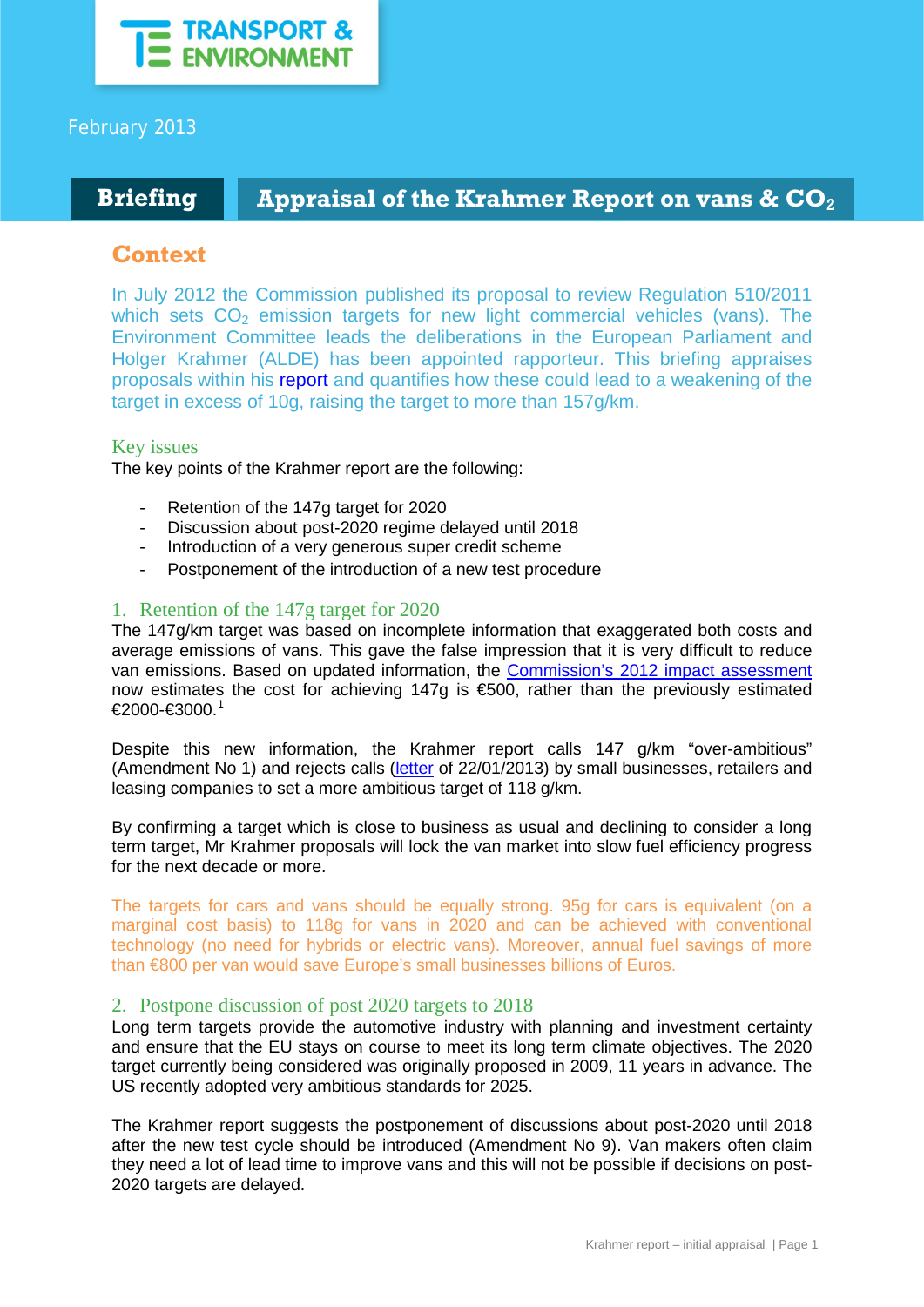TRANSPORT & ENVIRONMENT

February 2013

**Briefing** | **Appraisal of the Krahmer Report on vans & $CO_2$**

## Context

In July 2012 the Commission published its proposal to review Regulation 510/2011 which sets $CO_2$ emission targets for new light commercial vehicles (vans). The Environment Committee leads the deliberations in the European Parliament and Holger Krahmer (ALDE) has been appointed rapporteur. This briefing appraises proposals within his report and quantifies how these could lead to a weakening of the target in excess of 10g, raising the target to more than 157g/km.

### Key issues

The key points of the Krahmer report are the following:

- Retention of the 147g target for 2020
- Discussion about post-2020 regime delayed until 2018
- Introduction of a very generous super credit scheme
- Postponement of the introduction of a new test procedure

### 1. Retention of the 147g target for 2020

The 147g/km target was based on incomplete information that exaggerated both costs and average emissions of vans. This gave the false impression that it is very difficult to reduce van emissions. Based on updated information, the Commission's 2012 impact assessment now estimates the cost for achieving 147g is €500, rather than the previously estimated €2000-€3000.[1]

Despite this new information, the Krahmer report calls 147 g/km "over-ambitious" (Amendment No 1) and rejects calls (letter of 22/01/2013) by small businesses, retailers and leasing companies to set a more ambitious target of 118 g/km.

By confirming a target which is close to business as usual and declining to consider a long term target, Mr Krahmer proposals will lock the van market into slow fuel efficiency progress for the next decade or more.

The targets for cars and vans should be equally strong. 95g for cars is equivalent (on a marginal cost basis) to 118g for vans in 2020 and can be achieved with conventional technology (no need for hybrids or electric vans). Moreover, annual fuel savings of more than €800 per van would save Europe's small businesses billions of Euros.

### 2. Postpone discussion of post 2020 targets to 2018

Long term targets provide the automotive industry with planning and investment certainty and ensure that the EU stays on course to meet its long term climate objectives. The 2020 target currently being considered was originally proposed in 2009, 11 years in advance. The US recently adopted very ambitious standards for 2025.

The Krahmer report suggests the postponement of discussions about post-2020 until 2018 after the new test cycle should be introduced (Amendment No 9). Van makers often claim they need a lot of lead time to improve vans and this will not be possible if decisions on post-2020 targets are delayed.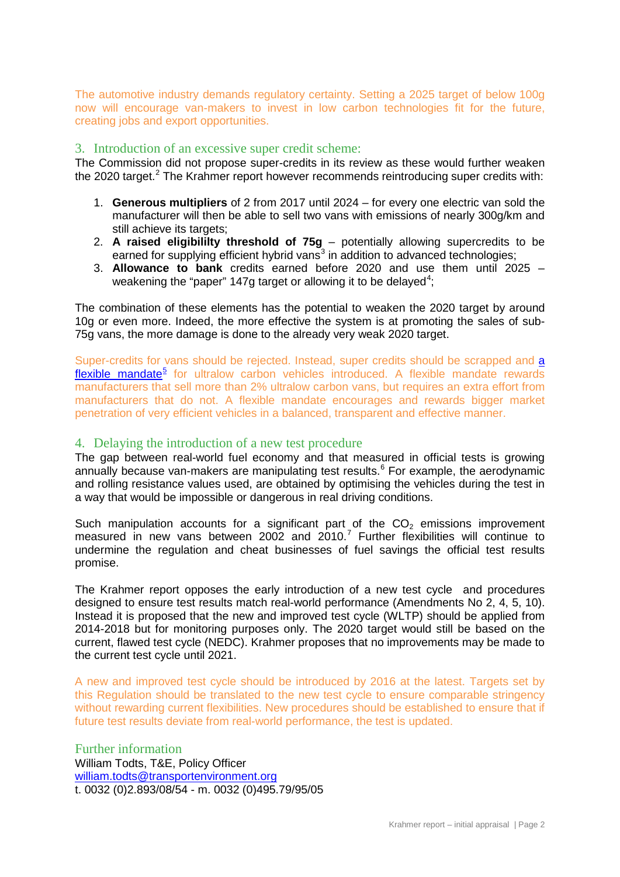The automotive industry demands regulatory certainty. Setting a 2025 target of below 100g now will encourage van-makers to invest in low carbon technologies fit for the future, creating jobs and export opportunities.

## 3. Introduction of an excessive super credit scheme:

The Commission did not propose super-credits in its review as these would further weaken the 2020 target.[2] The Krahmer report however recommends reintroducing super credits with:

1. **Generous multipliers** of 2 from 2017 until 2024 – for every one electric van sold the manufacturer will then be able to sell two vans with emissions of nearly 300g/km and still achieve its targets;
2. **A raised eligibililty threshold of 75g** – potentially allowing supercredits to be earned for supplying efficient hybrid vans[3] in addition to advanced technologies;
3. **Allowance to bank** credits earned before 2020 and use them until 2025 – weakening the "paper" 147g target or allowing it to be delayed[4];

The combination of these elements has the potential to weaken the 2020 target by around 10g or even more. Indeed, the more effective the system is at promoting the sales of sub-75g vans, the more damage is done to the already very weak 2020 target.

Super-credits for vans should be rejected. Instead, super credits should be scrapped and a flexible mandate[5] for ultralow carbon vehicles introduced. A flexible mandate rewards manufacturers that sell more than 2% ultralow carbon vans, but requires an extra effort from manufacturers that do not. A flexible mandate encourages and rewards bigger market penetration of very efficient vehicles in a balanced, transparent and effective manner.

## 4. Delaying the introduction of a new test procedure

The gap between real-world fuel economy and that measured in official tests is growing annually because van-makers are manipulating test results.[6] For example, the aerodynamic and rolling resistance values used, are obtained by optimising the vehicles during the test in a way that would be impossible or dangerous in real driving conditions.

Such manipulation accounts for a significant part of the $CO_2$ emissions improvement measured in new vans between 2002 and 2010.[7] Further flexibilities will continue to undermine the regulation and cheat businesses of fuel savings the official test results promise.

The Krahmer report opposes the early introduction of a new test cycle and procedures designed to ensure test results match real-world performance (Amendments No 2, 4, 5, 10). Instead it is proposed that the new and improved test cycle (WLTP) should be applied from 2014-2018 but for monitoring purposes only. The 2020 target would still be based on the current, flawed test cycle (NEDC). Krahmer proposes that no improvements may be made to the current test cycle until 2021.

A new and improved test cycle should be introduced by 2016 at the latest. Targets set by this Regulation should be translated to the new test cycle to ensure comparable stringency without rewarding current flexibilities. New procedures should be established to ensure that if future test results deviate from real-world performance, the test is updated.

## Further information

William Todts, T&E, Policy Officer
william.todts@transportenvironment.org
t. 0032 (0)2.893/08/54 - m. 0032 (0)495.79/95/05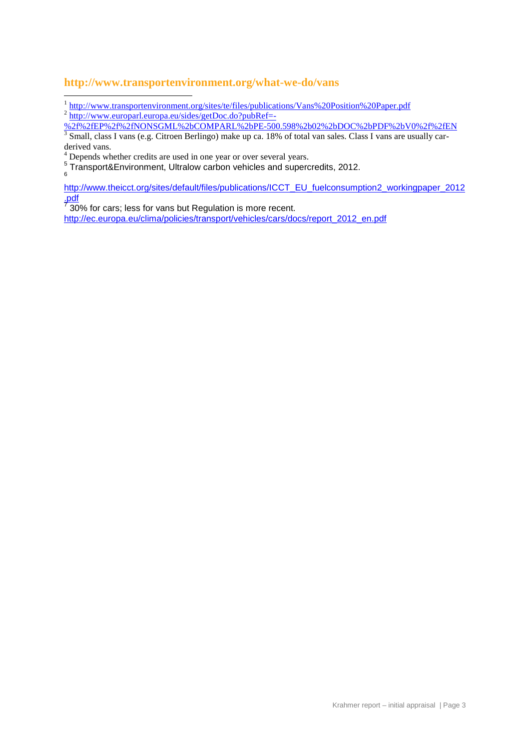**http://www.transportenvironment.org/what-we-do/vans**

---

[1] http://www.transportenvironment.org/sites/te/files/publications/Vans%20Position%20Paper.pdf

[2] http://www.europarl.europa.eu/sides/getDoc.do?pubRef=-%2f%2fEP%2f%2fNONSGML%2bCOMPARL%2bPE-500.598%2b02%2bDOC%2bPDF%2bV0%2f%2fEN

[3] Small, class I vans (e.g. Citroen Berlingo) make up ca. 18% of total van sales. Class I vans are usually car-derived vans.

[4] Depends whether credits are used in one year or over several years.

[5] Transport&Environment, Ultralow carbon vehicles and supercredits, 2012.

[6] http://www.theicct.org/sites/default/files/publications/ICCT_EU_fuelconsumption2_workingpaper_2012.pdf

[7] 30% for cars; less for vans but Regulation is more recent. http://ec.europa.eu/clima/policies/transport/vehicles/cars/docs/report_2012_en.pdf